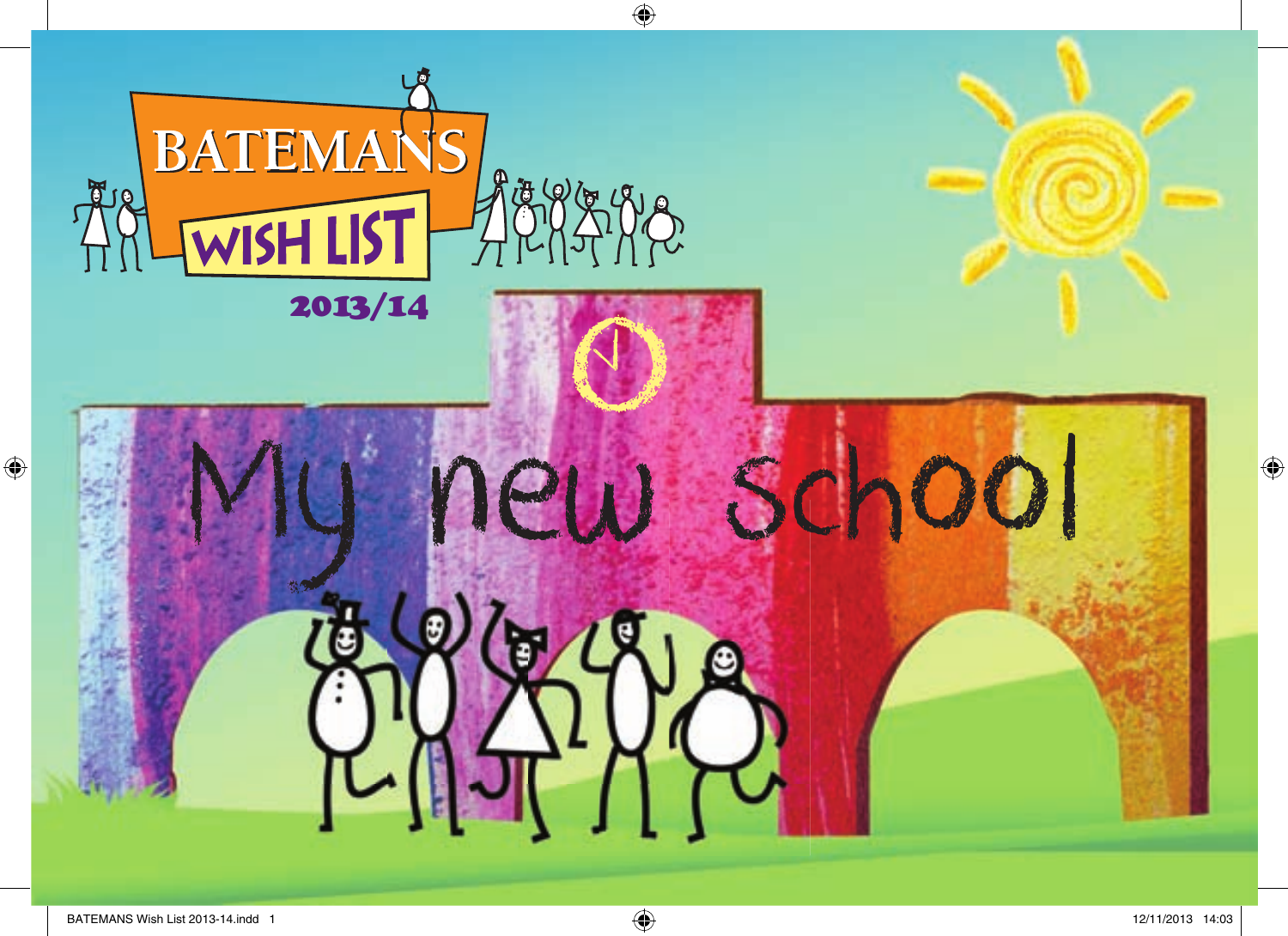# BATEMANS WISH LIST

**2013/14**

# My new school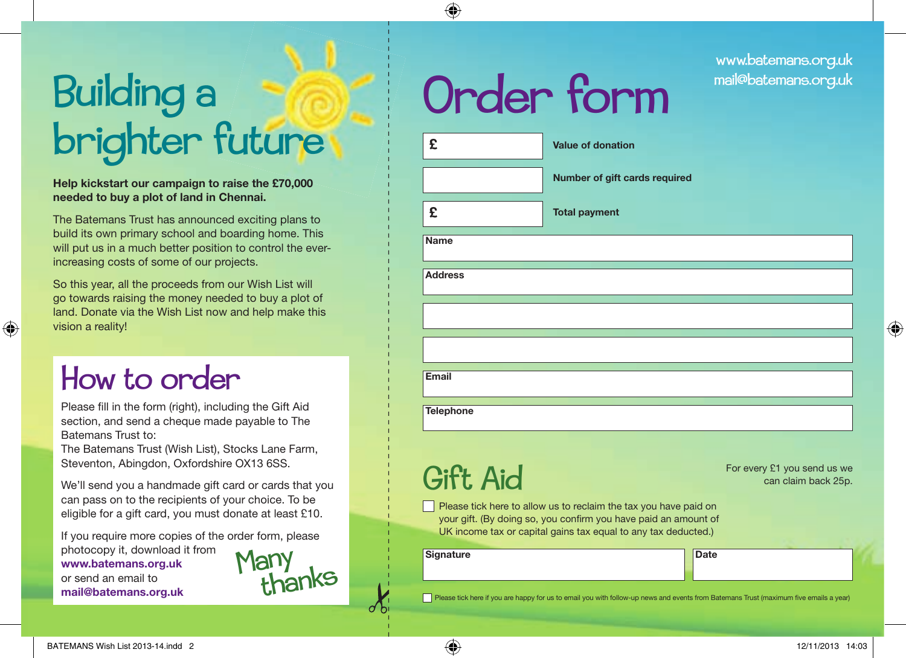# Building a brighter future

**Help kickstart our campaign to raise the £70,000 needed to buy a plot of land in Chennai.**

The Batemans Trust has announced exciting plans to build its own primary school and boarding home. This will put us in a much better position to control the ever-increasing costs of some of our projects.

So this year, all the proceeds from our Wish List will go towards raising the money needed to buy a plot of land. Donate via the Wish List now and help make this vision a reality!

## How to order

Please fill in the form (right), including the Gift Aid section, and send a cheque made payable to The Batemans Trust to:
The Batemans Trust (Wish List), Stocks Lane Farm, Steventon, Abingdon, Oxfordshire OX13 6SS.

We'll send you a handmade gift card or cards that you can pass on to the recipients of your choice. To be eligible for a gift card, you must donate at least £10.

If you require more copies of the order form, please photocopy it, download it from **www.batemans.org.uk** or send an email to **mail@batemans.org.uk**

Many thanks

# Order form

www.batemans.org.uk
mail@batemans.org.uk

| | |
|---|---|
| £ | **Value of donation** |
| | **Number of gift cards required** |
| £ | **Total payment** |

**Name**

**Address**

**Email**

**Telephone**

## Gift Aid

For every £1 you send us we can claim back 25p.

☐ Please tick here to allow us to reclaim the tax you have paid on your gift. (By doing so, you confirm you have paid an amount of UK income tax or capital gains tax equal to any tax deducted.)

| **Signature** | **Date** |
|---|---|
| | |

☐ Please tick here if you are happy for us to email you with follow-up news and events from Batemans Trust (maximum five emails a year)